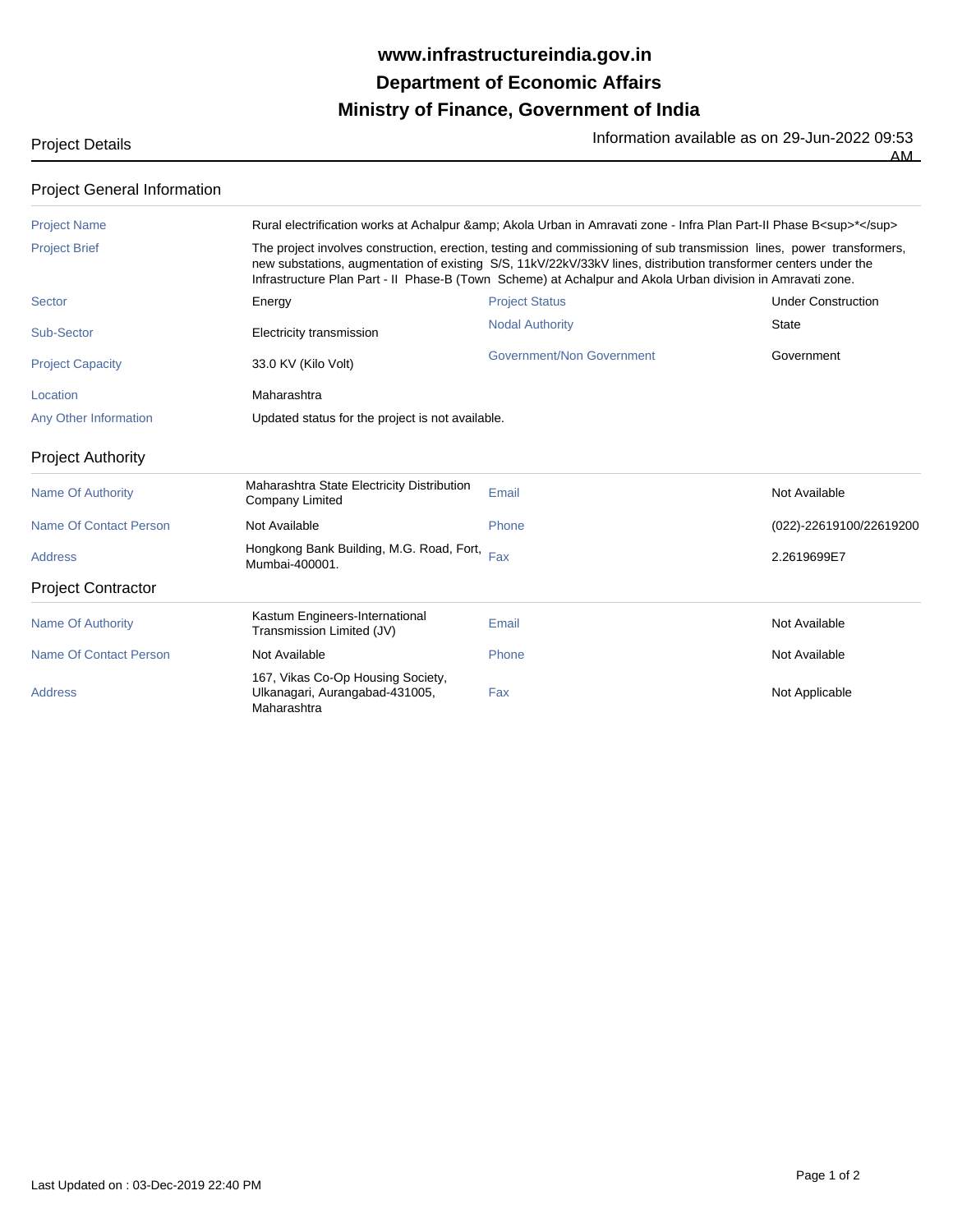# www.infrastructureindia.gov.in
# Department of Economic Affairs
# Ministry of Finance, Government of India

Project Details

Information available as on 29-Jun-2022 09:53 AM

## Project General Information

| | | | |
|---|---|---|---|
| Project Name | Rural electrification works at Achalpur &amp; Akola Urban in Amravati zone - Infra Plan Part-II Phase B<sup>*</sup> | | |
| Project Brief | The project involves construction, erection, testing and commissioning of sub transmission lines, power transformers, new substations, augmentation of existing S/S, 11kV/22kV/33kV lines, distribution transformer centers under the Infrastructure Plan Part - II Phase-B (Town Scheme) at Achalpur and Akola Urban division in Amravati zone. | | |
| Sector | Energy | Project Status | Under Construction |
| Sub-Sector | Electricity transmission | Nodal Authority | State |
| Project Capacity | 33.0 KV (Kilo Volt) | Government/Non Government | Government |
| Location | Maharashtra | | |
| Any Other Information | Updated status for the project is not available. | | |

## Project Authority

| | | | |
|---|---|---|---|
| Name Of Authority | Maharashtra State Electricity Distribution Company Limited | Email | Not Available |
| Name Of Contact Person | Not Available | Phone | (022)-22619100/22619200 |
| Address | Hongkong Bank Building, M.G. Road, Fort, Mumbai-400001. | Fax | 2.2619699E7 |

## Project Contractor

| | | | |
|---|---|---|---|
| Name Of Authority | Kastum Engineers-International Transmission Limited (JV) | Email | Not Available |
| Name Of Contact Person | Not Available | Phone | Not Available |
| Address | 167, Vikas Co-Op Housing Society, Ulkanagari, Aurangabad-431005, Maharashtra | Fax | Not Applicable |

Last Updated on : 03-Dec-2019 22:40 PM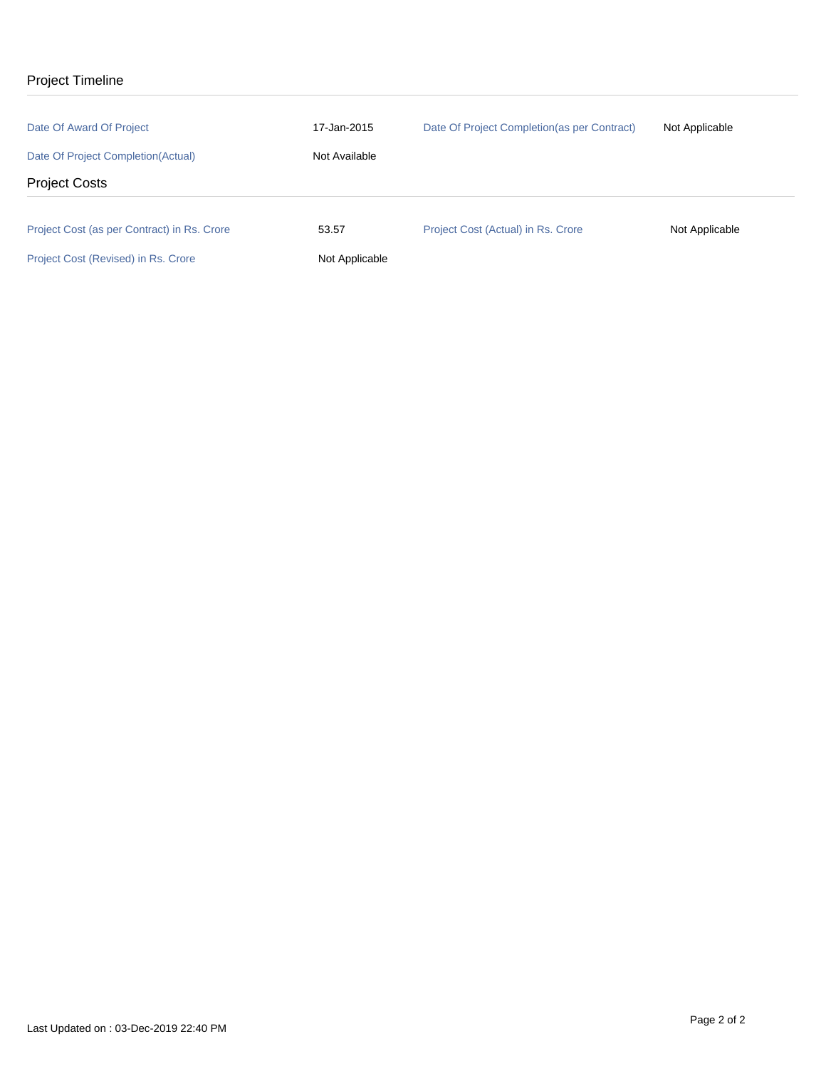## Project Timeline

| | | | |
|---|---|---|---|
| Date Of Award Of Project | 17-Jan-2015 | Date Of Project Completion(as per Contract) | Not Applicable |
| Date Of Project Completion(Actual) | Not Available | | |

## Project Costs

| | | | |
|---|---|---|---|
| Project Cost (as per Contract) in Rs. Crore | 53.57 | Project Cost (Actual) in Rs. Crore | Not Applicable |
| Project Cost (Revised) in Rs. Crore | Not Applicable | | |

Last Updated on : 03-Dec-2019 22:40 PM